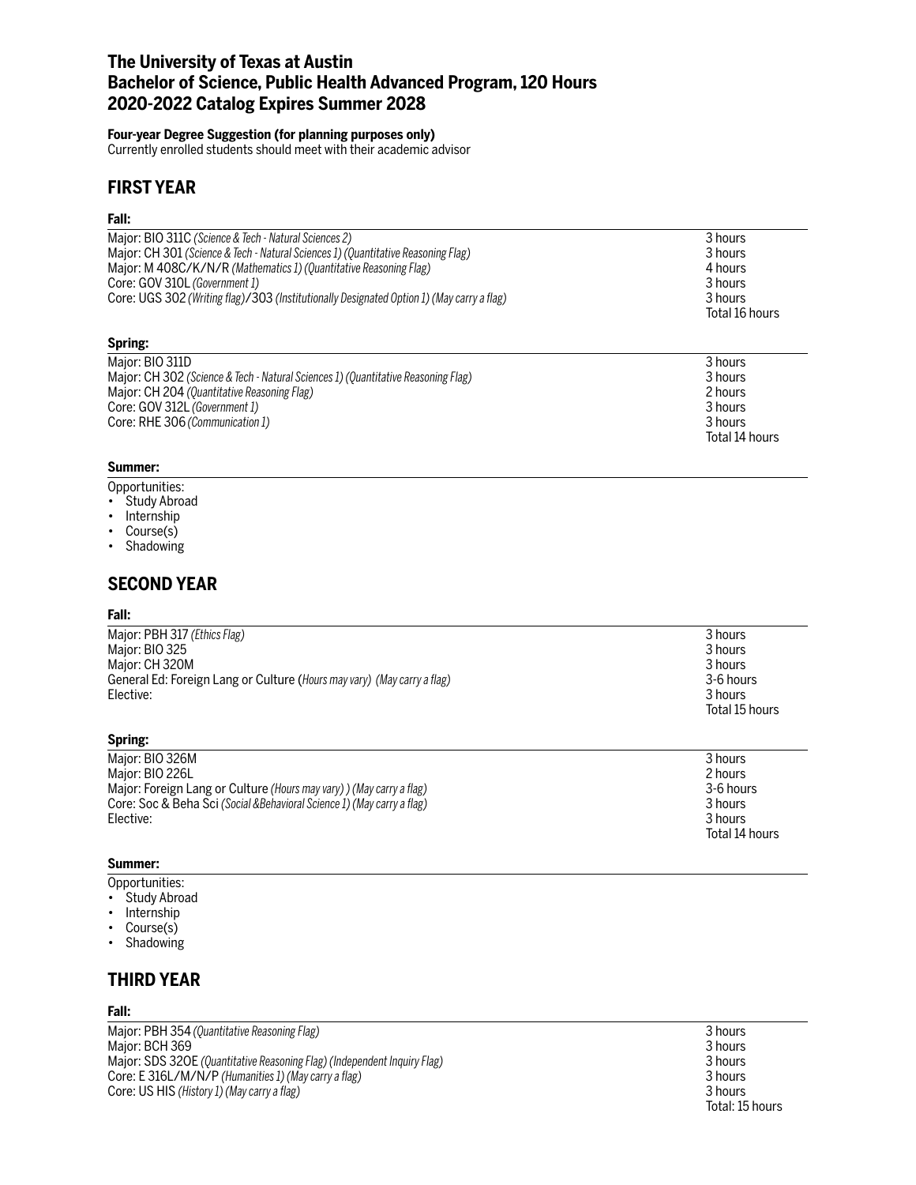# The University of Texas at Austin
# Bachelor of Science, Public Health Advanced Program, 120 Hours
# 2020-2022 Catalog Expires Summer 2028

**Four-year Degree Suggestion (for planning purposes only)**
Currently enrolled students should meet with their academic advisor

## FIRST YEAR

### Fall:

| | |
|---|---|
| Major: BIO 311C *(Science & Tech - Natural Sciences 2)* | 3 hours |
| Major: CH 301 *(Science & Tech - Natural Sciences 1) (Quantitative Reasoning Flag)* | 3 hours |
| Major: M 408C/K/N/R *(Mathematics 1) (Quantitative Reasoning Flag)* | 4 hours |
| Core: GOV 310L *(Government 1)* | 3 hours |
| Core: UGS 302 *(Writing flag)*/303 *(Institutionally Designated Option 1) (May carry a flag)* | 3 hours |
| | Total 16 hours |

### Spring:

| | |
|---|---|
| Major: BIO 311D | 3 hours |
| Major: CH 302 *(Science & Tech - Natural Sciences 1) (Quantitative Reasoning Flag)* | 3 hours |
| Major: CH 204 *(Quantitative Reasoning Flag)* | 2 hours |
| Core: GOV 312L *(Government 1)* | 3 hours |
| Core: RHE 306 *(Communication 1)* | 3 hours |
| | Total 14 hours |

### Summer:

Opportunities:
- Study Abroad
- Internship
- Course(s)
- Shadowing

## SECOND YEAR

### Fall:

| | |
|---|---|
| Major: PBH 317 *(Ethics Flag)* | 3 hours |
| Major: BIO 325 | 3 hours |
| Major: CH 320M | 3 hours |
| General Ed: Foreign Lang or Culture (*Hours may vary) (May carry a flag)* | 3-6 hours |
| Elective: | 3 hours |
| | Total 15 hours |

### Spring:

| | |
|---|---|
| Major: BIO 326M | 3 hours |
| Major: BIO 226L | 2 hours |
| Major: Foreign Lang or Culture *(Hours may vary) ) (May carry a flag)* | 3-6 hours |
| Core: Soc & Beha Sci *(Social &Behavioral Science 1) (May carry a flag)* | 3 hours |
| Elective: | 3 hours |
| | Total 14 hours |

### Summer:

Opportunities:
- Study Abroad
- Internship
- Course(s)
- Shadowing

## THIRD YEAR

### Fall:

| | |
|---|---|
| Major: PBH 354 *(Quantitative Reasoning Flag)* | 3 hours |
| Major: BCH 369 | 3 hours |
| Major: SDS 320E *(Quantitative Reasoning Flag) (Independent Inquiry Flag)* | 3 hours |
| Core: E 316L/M/N/P *(Humanities 1) (May carry a flag)* | 3 hours |
| Core: US HIS *(History 1) (May carry a flag)* | 3 hours |
| | Total: 15 hours |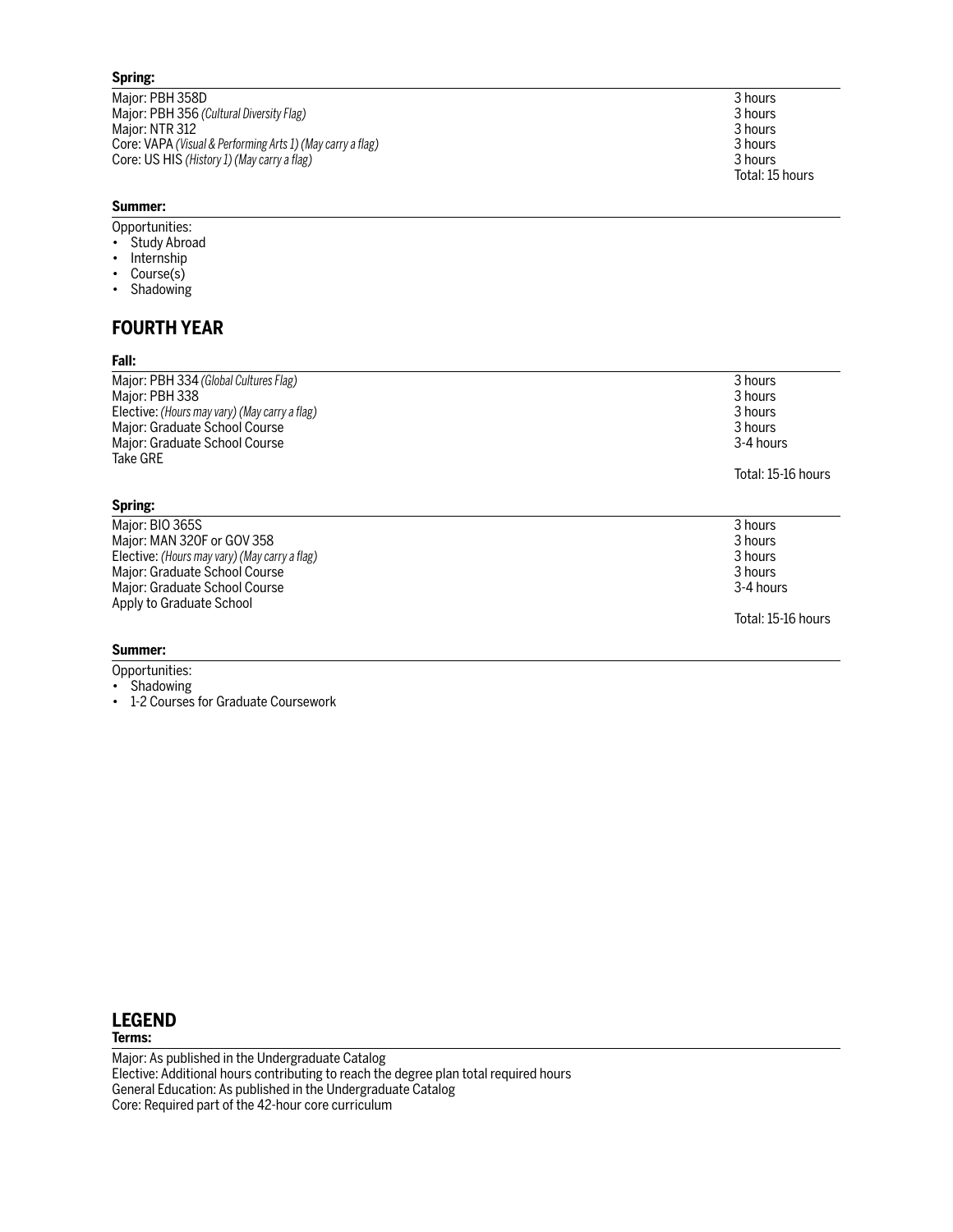**Spring:**

| | |
|---|---|
| Major: PBH 358D | 3 hours |
| Major: PBH 356 *(Cultural Diversity Flag)* | 3 hours |
| Major: NTR 312 | 3 hours |
| Core: VAPA *(Visual & Performing Arts 1) (May carry a flag)* | 3 hours |
| Core: US HIS *(History 1) (May carry a flag)* | 3 hours |
| | Total: 15 hours |

**Summer:**

Opportunities:

- Study Abroad
- Internship
- Course(s)
- Shadowing

## FOURTH YEAR

**Fall:**

| | |
|---|---|
| Major: PBH 334 *(Global Cultures Flag)* | 3 hours |
| Major: PBH 338 | 3 hours |
| Elective: *(Hours may vary) (May carry a flag)* | 3 hours |
| Major: Graduate School Course | 3 hours |
| Major: Graduate School Course | 3-4 hours |
| Take GRE | |
| | Total: 15-16 hours |

**Spring:**

| | |
|---|---|
| Major: BIO 365S | 3 hours |
| Major: MAN 320F or GOV 358 | 3 hours |
| Elective: *(Hours may vary) (May carry a flag)* | 3 hours |
| Major: Graduate School Course | 3 hours |
| Major: Graduate School Course | 3-4 hours |
| Apply to Graduate School | |
| | Total: 15-16 hours |

**Summer:**

Opportunities:

- Shadowing
- 1-2 Courses for Graduate Coursework

## LEGEND

**Terms:**

Major: As published in the Undergraduate Catalog
Elective: Additional hours contributing to reach the degree plan total required hours
General Education: As published in the Undergraduate Catalog
Core: Required part of the 42-hour core curriculum